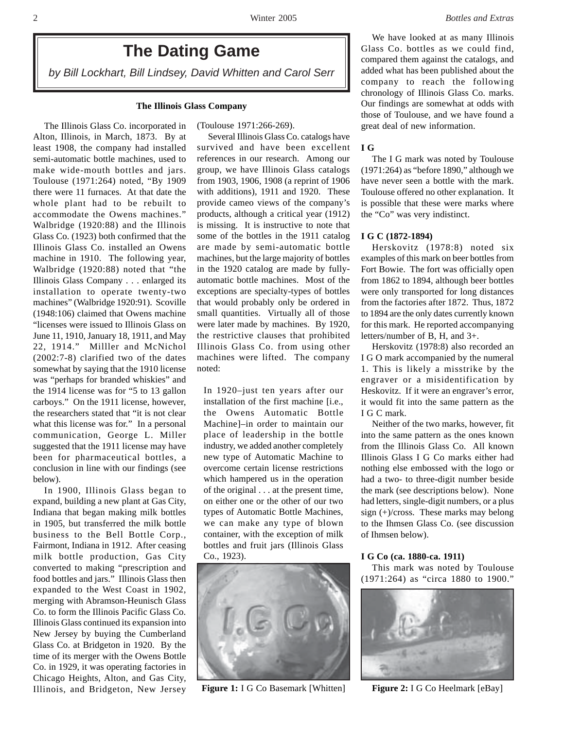# The Dating Game

*by Bill Lockhart, Bill Lindsey, David Whitten and Carol Serr*

## The Illinois Glass Company

The Illinois Glass Co. incorporated in Alton, Illinois, in March, 1873. By at least 1908, the company had installed semi-automatic bottle machines, used to make wide-mouth bottles and jars. Toulouse (1971:264) noted, "By 1909 there were 11 furnaces. At that date the whole plant had to be rebuilt to accommodate the Owens machines." Walbridge (1920:88) and the Illinois Glass Co. (1923) both confirmed that the Illinois Glass Co. installed an Owens machine in 1910. The following year, Walbridge (1920:88) noted that "the Illinois Glass Company . . . enlarged its installation to operate twenty-two machines" (Walbridge 1920:91). Scoville (1948:106) claimed that Owens machine "licenses were issued to Illinois Glass on June 11, 1910, January 18, 1911, and May 22, 1914." Milller and McNichol (2002:7-8) clarified two of the dates somewhat by saying that the 1910 license was "perhaps for branded whiskies" and the 1914 license was for "5 to 13 gallon carboys." On the 1911 license, however, the researchers stated that "it is not clear what this license was for." In a personal communication, George L. Miller suggested that the 1911 license may have been for pharmaceutical bottles, a conclusion in line with our findings (see below).

In 1900, Illinois Glass began to expand, building a new plant at Gas City, Indiana that began making milk bottles in 1905, but transferred the milk bottle business to the Bell Bottle Corp., Fairmont, Indiana in 1912. After ceasing milk bottle production, Gas City converted to making "prescription and food bottles and jars." Illinois Glass then expanded to the West Coast in 1902, merging with Abramson-Heunisch Glass Co. to form the Illinois Pacific Glass Co. Illinois Glass continued its expansion into New Jersey by buying the Cumberland Glass Co. at Bridgeton in 1920. By the time of its merger with the Owens Bottle Co. in 1929, it was operating factories in Chicago Heights, Alton, and Gas City, Illinois, and Bridgeton, New Jersey (Toulouse 1971:266-269).

Several Illinois Glass Co. catalogs have survived and have been excellent references in our research. Among our group, we have Illinois Glass catalogs from 1903, 1906, 1908 (a reprint of 1906 with additions), 1911 and 1920. These provide cameo views of the company's products, although a critical year (1912) is missing. It is instructive to note that some of the bottles in the 1911 catalog are made by semi-automatic bottle machines, but the large majority of bottles in the 1920 catalog are made by fully-automatic bottle machines. Most of the exceptions are specialty-types of bottles that would probably only be ordered in small quantities. Virtually all of those were later made by machines. By 1920, the restrictive clauses that prohibited Illinois Glass Co. from using other machines were lifted. The company noted:

> In 1920–just ten years after our installation of the first machine [i.e., the Owens Automatic Bottle Machine]–in order to maintain our place of leadership in the bottle industry, we added another completely new type of Automatic Machine to overcome certain license restrictions which hampered us in the operation of the original . . . at the present time, on either one or the other of our two types of Automatic Bottle Machines, we can make any type of blown container, with the exception of milk bottles and fruit jars (Illinois Glass Co., 1923).

**Figure 1:** I G Co Basemark [Whitten]

We have looked at as many Illinois Glass Co. bottles as we could find, compared them against the catalogs, and added what has been published about the company to reach the following chronology of Illinois Glass Co. marks. Our findings are somewhat at odds with those of Toulouse, and we have found a great deal of new information.

### I G

The I G mark was noted by Toulouse (1971:264) as "before 1890," although we have never seen a bottle with the mark. Toulouse offered no other explanation. It is possible that these were marks where the "Co" was very indistinct.

### I G C (1872-1894)

Herskovitz (1978:8) noted six examples of this mark on beer bottles from Fort Bowie. The fort was officially open from 1862 to 1894, although beer bottles were only transported for long distances from the factories after 1872. Thus, 1872 to 1894 are the only dates currently known for this mark. He reported accompanying letters/number of B, H, and 3+.

Herskovitz (1978:8) also recorded an I G O mark accompanied by the numeral 1. This is likely a misstrike by the engraver or a misidentification by Heskovitz. If it were an engraver's error, it would fit into the same pattern as the I G C mark.

Neither of the two marks, however, fit into the same pattern as the ones known from the Illinois Glass Co. All known Illinois Glass I G Co marks either had nothing else embossed with the logo or had a two- to three-digit number beside the mark (see descriptions below). None had letters, single-digit numbers, or a plus sign (+)/cross. These marks may belong to the Ihmsen Glass Co. (see discussion of Ihmsen below).

### I G Co (ca. 1880-ca. 1911)

This mark was noted by Toulouse (1971:264) as "circa 1880 to 1900."

**Figure 2:** I G Co Heelmark [eBay]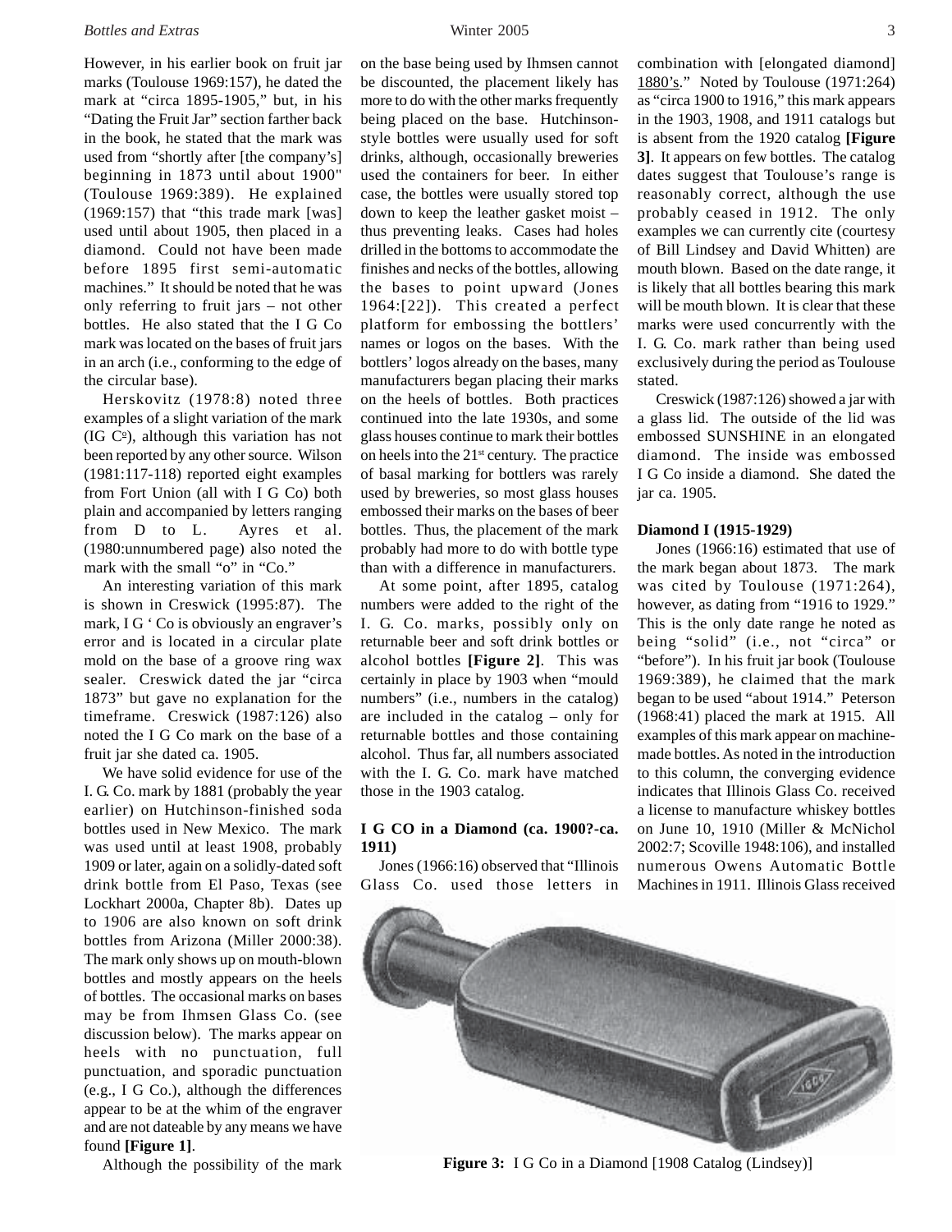However, in his earlier book on fruit jar marks (Toulouse 1969:157), he dated the mark at "circa 1895-1905," but, in his "Dating the Fruit Jar" section farther back in the book, he stated that the mark was used from "shortly after [the company's] beginning in 1873 until about 1900" (Toulouse 1969:389). He explained (1969:157) that "this trade mark [was] used until about 1905, then placed in a diamond. Could not have been made before 1895 first semi-automatic machines." It should be noted that he was only referring to fruit jars – not other bottles. He also stated that the I G Co mark was located on the bases of fruit jars in an arch (i.e., conforming to the edge of the circular base).

Herskovitz (1978:8) noted three examples of a slight variation of the mark (IG C$^{o}$), although this variation has not been reported by any other source. Wilson (1981:117-118) reported eight examples from Fort Union (all with I G Co) both plain and accompanied by letters ranging from D to L. Ayres et al. (1980:unnumbered page) also noted the mark with the small "o" in "Co."

An interesting variation of this mark is shown in Creswick (1995:87). The mark, I G ' Co is obviously an engraver's error and is located in a circular plate mold on the base of a groove ring wax sealer. Creswick dated the jar "circa 1873" but gave no explanation for the timeframe. Creswick (1987:126) also noted the I G Co mark on the base of a fruit jar she dated ca. 1905.

We have solid evidence for use of the I. G. Co. mark by 1881 (probably the year earlier) on Hutchinson-finished soda bottles used in New Mexico. The mark was used until at least 1908, probably 1909 or later, again on a solidly-dated soft drink bottle from El Paso, Texas (see Lockhart 2000a, Chapter 8b). Dates up to 1906 are also known on soft drink bottles from Arizona (Miller 2000:38). The mark only shows up on mouth-blown bottles and mostly appears on the heels of bottles. The occasional marks on bases may be from Ihmsen Glass Co. (see discussion below). The marks appear on heels with no punctuation, full punctuation, and sporadic punctuation (e.g., I G Co.), although the differences appear to be at the whim of the engraver and are not dateable by any means we have found **[Figure 1]**.

Although the possibility of the mark on the base being used by Ihmsen cannot be discounted, the placement likely has more to do with the other marks frequently being placed on the base. Hutchinson-style bottles were usually used for soft drinks, although, occasionally breweries used the containers for beer. In either case, the bottles were usually stored top down to keep the leather gasket moist – thus preventing leaks. Cases had holes drilled in the bottoms to accommodate the finishes and necks of the bottles, allowing the bases to point upward (Jones 1964:[22]). This created a perfect platform for embossing the bottlers' names or logos on the bases. With the bottlers' logos already on the bases, many manufacturers began placing their marks on the heels of bottles. Both practices continued into the late 1930s, and some glass houses continue to mark their bottles on heels into the 21$^{st}$ century. The practice of basal marking for bottlers was rarely used by breweries, so most glass houses embossed their marks on the bases of beer bottles. Thus, the placement of the mark probably had more to do with bottle type than with a difference in manufacturers.

At some point, after 1895, catalog numbers were added to the right of the I. G. Co. marks, possibly only on returnable beer and soft drink bottles or alcohol bottles **[Figure 2]**. This was certainly in place by 1903 when "mould numbers" (i.e., numbers in the catalog) are included in the catalog – only for returnable bottles and those containing alcohol. Thus far, all numbers associated with the I. G. Co. mark have matched those in the 1903 catalog.

**I G CO in a Diamond (ca. 1900?-ca. 1911)**

Jones (1966:16) observed that "Illinois Glass Co. used those letters in combination with [elongated diamond] 1880's." Noted by Toulouse (1971:264) as "circa 1900 to 1916," this mark appears in the 1903, 1908, and 1911 catalogs but is absent from the 1920 catalog **[Figure 3]**. It appears on few bottles. The catalog dates suggest that Toulouse's range is reasonably correct, although the use probably ceased in 1912. The only examples we can currently cite (courtesy of Bill Lindsey and David Whitten) are mouth blown. Based on the date range, it is likely that all bottles bearing this mark will be mouth blown. It is clear that these marks were used concurrently with the I. G. Co. mark rather than being used exclusively during the period as Toulouse stated.

Creswick (1987:126) showed a jar with a glass lid. The outside of the lid was embossed SUNSHINE in an elongated diamond. The inside was embossed I G Co inside a diamond. She dated the jar ca. 1905.

**Diamond I (1915-1929)**

Jones (1966:16) estimated that use of the mark began about 1873. The mark was cited by Toulouse (1971:264), however, as dating from "1916 to 1929." This is the only date range he noted as being "solid" (i.e., not "circa" or "before"). In his fruit jar book (Toulouse 1969:389), he claimed that the mark began to be used "about 1914." Peterson (1968:41) placed the mark at 1915. All examples of this mark appear on machine-made bottles. As noted in the introduction to this column, the converging evidence indicates that Illinois Glass Co. received a license to manufacture whiskey bottles on June 10, 1910 (Miller & McNichol 2002:7; Scoville 1948:106), and installed numerous Owens Automatic Bottle Machines in 1911. Illinois Glass received

**Figure 3:** I G Co in a Diamond [1908 Catalog (Lindsey)]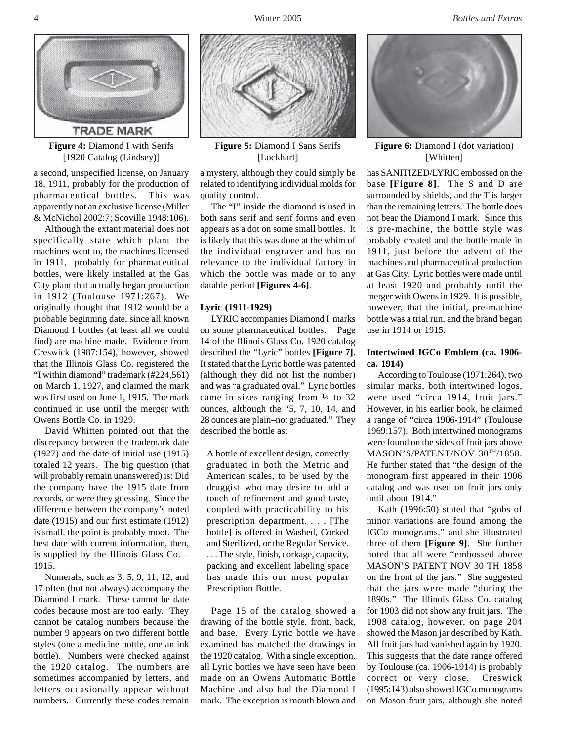Figure 4: Diamond I with Serifs [1920 Catalog (Lindsey)]

Figure 5: Diamond I Sans Serifs [Lockhart]

Figure 6: Diamond I (dot variation) [Whitten]

a second, unspecified license, on January 18, 1911, probably for the production of pharmaceutical bottles. This was apparently not an exclusive license (Miller & McNichol 2002:7; Scoville 1948:106).

Although the extant material does not specifically state which plant the machines went to, the machines licensed in 1911, probably for pharmaceutical bottles, were likely installed at the Gas City plant that actually began production in 1912 (Toulouse 1971:267). We originally thought that 1912 would be a probable beginning date, since all known Diamond I bottles (at least all we could find) are machine made. Evidence from Creswick (1987:154), however, showed that the Illinois Glass Co. registered the "I within diamond" trademark (#224,561) on March 1, 1927, and claimed the mark was first used on June 1, 1915. The mark continued in use until the merger with Owens Bottle Co. in 1929.

David Whitten pointed out that the discrepancy between the trademark date (1927) and the date of initial use (1915) totaled 12 years. The big question (that will probably remain unanswered) is: Did the company have the 1915 date from records, or were they guessing. Since the difference between the company's noted date (1915) and our first estimate (1912) is small, the point is probably moot. The best date with current information, then, is supplied by the Illinois Glass Co. – 1915.

Numerals, such as 3, 5, 9, 11, 12, and 17 often (but not always) accompany the Diamond I mark. These cannot be date codes because most are too early. They cannot be catalog numbers because the number 9 appears on two different bottle styles (one a medicine bottle, one an ink bottle). Numbers were checked against the 1920 catalog. The numbers are sometimes accompanied by letters, and letters occasionally appear without numbers. Currently these codes remain a mystery, although they could simply be related to identifying individual molds for quality control.

The "I" inside the diamond is used in both sans serif and serif forms and even appears as a dot on some small bottles. It is likely that this was done at the whim of the individual engraver and has no relevance to the individual factory in which the bottle was made or to any datable period **[Figures 4-6]**.

**Lyric (1911-1929)**

LYRIC accompanies Diamond I marks on some pharmaceutical bottles. Page 14 of the Illinois Glass Co. 1920 catalog described the "Lyric" bottles **[Figure 7]**. It stated that the Lyric bottle was patented (although they did not list the number) and was "a graduated oval." Lyric bottles came in sizes ranging from ½ to 32 ounces, although the "5, 7, 10, 14, and 28 ounces are plain–not graduated." They described the bottle as:

> A bottle of excellent design, correctly graduated in both the Metric and American scales, to be used by the druggist–who may desire to add a touch of refinement and good taste, coupled with practicability to his prescription department. . . . [The bottle] is offered in Washed, Corked and Sterilized, or the Regular Service. . . . The style, finish, corkage, capacity, packing and excellent labeling space has made this our most popular Prescription Bottle.

Page 15 of the catalog showed a drawing of the bottle style, front, back, and base. Every Lyric bottle we have examined has matched the drawings in the 1920 catalog. With a single exception, all Lyric bottles we have seen have been made on an Owens Automatic Bottle Machine and also had the Diamond I mark. The exception is mouth blown and has SANITIZED/LYRIC embossed on the base **[Figure 8]**. The S and D are surrounded by shields, and the T is larger than the remaining letters. The bottle does not bear the Diamond I mark. Since this is pre-machine, the bottle style was probably created and the bottle made in 1911, just before the advent of the machines and pharmaceutical production at Gas City. Lyric bottles were made until at least 1920 and probably until the merger with Owens in 1929. It is possible, however, that the initial, pre-machine bottle was a trial run, and the brand began use in 1914 or 1915.

**Intertwined IGCo Emblem (ca. 1906-ca. 1914)**

According to Toulouse (1971:264), two similar marks, both intertwined logos, were used "circa 1914, fruit jars." However, in his earlier book, he claimed a range of "circa 1906-1914" (Toulouse 1969:157). Both intertwined monograms were found on the sides of fruit jars above MASON'S/PATENT/NOV 30$^{TH}$/1858. He further stated that "the design of the monogram first appeared in their 1906 catalog and was used on fruit jars only until about 1914."

Kath (1996:50) stated that "gobs of minor variations are found among the IGCo monograms," and she illustrated three of them **[Figure 9]**. She further noted that all were "embossed above MASON'S PATENT NOV 30 TH 1858 on the front of the jars." She suggested that the jars were made "during the 1890s." The Illinois Glass Co. catalog for 1903 did not show any fruit jars. The 1908 catalog, however, on page 204 showed the Mason jar described by Kath. All fruit jars had vanished again by 1920. This suggests that the date range offered by Toulouse (ca. 1906-1914) is probably correct or very close. Creswick (1995:143) also showed IGCo monograms on Mason fruit jars, although she noted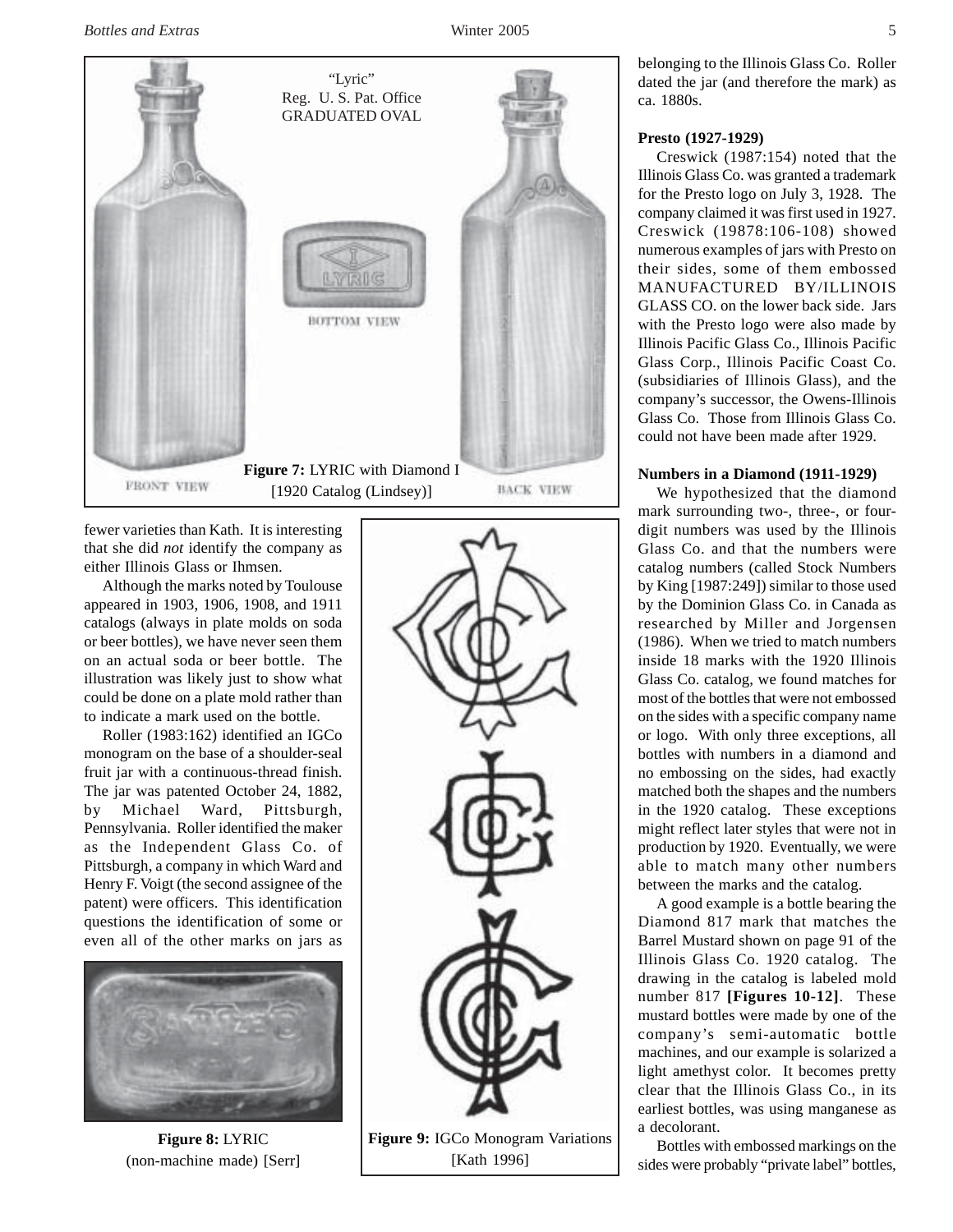"Lyric"
Reg. U. S. Pat. Office
GRADUATED OVAL

**Figure 7:** LYRIC with Diamond I [1920 Catalog (Lindsey)]

fewer varieties than Kath. It is interesting that she did *not* identify the company as either Illinois Glass or Ihmsen.

Although the marks noted by Toulouse appeared in 1903, 1906, 1908, and 1911 catalogs (always in plate molds on soda or beer bottles), we have never seen them on an actual soda or beer bottle. The illustration was likely just to show what could be done on a plate mold rather than to indicate a mark used on the bottle.

Roller (1983:162) identified an IGCo monogram on the base of a shoulder-seal fruit jar with a continuous-thread finish. The jar was patented October 24, 1882, by Michael Ward, Pittsburgh, Pennsylvania. Roller identified the maker as the Independent Glass Co. of Pittsburgh, a company in which Ward and Henry F. Voigt (the second assignee of the patent) were officers. This identification questions the identification of some or even all of the other marks on jars as belonging to the Illinois Glass Co. Roller dated the jar (and therefore the mark) as ca. 1880s.

**Figure 8:** LYRIC (non-machine made) [Serr]

**Figure 9:** IGCo Monogram Variations [Kath 1996]

### Presto (1927-1929)

Creswick (1987:154) noted that the Illinois Glass Co. was granted a trademark for the Presto logo on July 3, 1928. The company claimed it was first used in 1927. Creswick (19878:106-108) showed numerous examples of jars with Presto on their sides, some of them embossed MANUFACTURED BY/ILLINOIS GLASS CO. on the lower back side. Jars with the Presto logo were also made by Illinois Pacific Glass Co., Illinois Pacific Glass Corp., Illinois Pacific Coast Co. (subsidiaries of Illinois Glass), and the company's successor, the Owens-Illinois Glass Co. Those from Illinois Glass Co. could not have been made after 1929.

### Numbers in a Diamond (1911-1929)

We hypothesized that the diamond mark surrounding two-, three-, or four-digit numbers was used by the Illinois Glass Co. and that the numbers were catalog numbers (called Stock Numbers by King [1987:249]) similar to those used by the Dominion Glass Co. in Canada as researched by Miller and Jorgensen (1986). When we tried to match numbers inside 18 marks with the 1920 Illinois Glass Co. catalog, we found matches for most of the bottles that were not embossed on the sides with a specific company name or logo. With only three exceptions, all bottles with numbers in a diamond and no embossing on the sides, had exactly matched both the shapes and the numbers in the 1920 catalog. These exceptions might reflect later styles that were not in production by 1920. Eventually, we were able to match many other numbers between the marks and the catalog.

A good example is a bottle bearing the Diamond 817 mark that matches the Barrel Mustard shown on page 91 of the Illinois Glass Co. 1920 catalog. The drawing in the catalog is labeled mold number 817 **[Figures 10-12]**. These mustard bottles were made by one of the company's semi-automatic bottle machines, and our example is solarized a light amethyst color. It becomes pretty clear that the Illinois Glass Co., in its earliest bottles, was using manganese as a decolorant.

Bottles with embossed markings on the sides were probably "private label" bottles,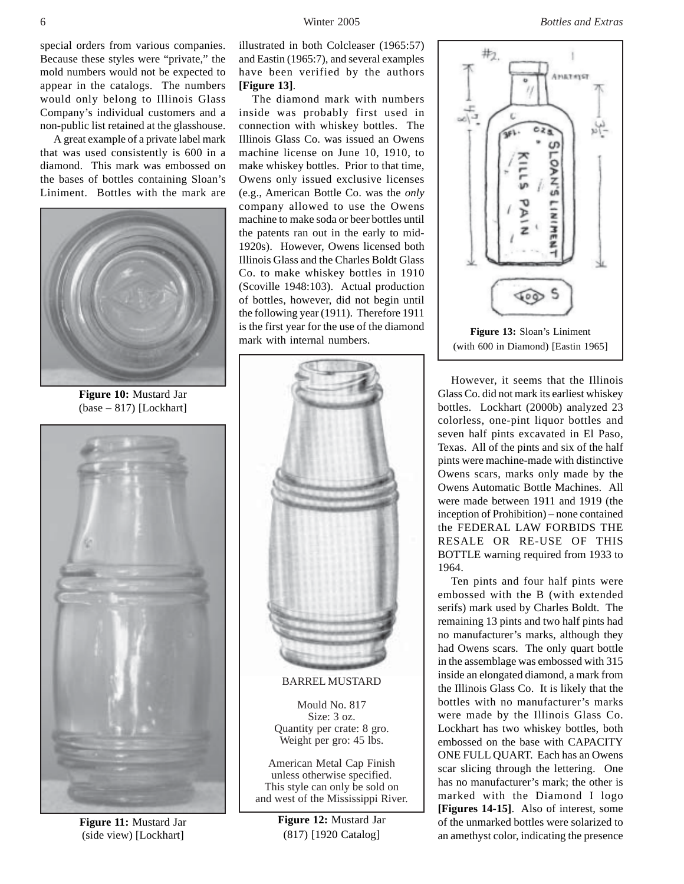special orders from various companies. Because these styles were "private," the mold numbers would not be expected to appear in the catalogs. The numbers would only belong to Illinois Glass Company's individual customers and a non-public list retained at the glasshouse.

A great example of a private label mark that was used consistently is 600 in a diamond. This mark was embossed on the bases of bottles containing Sloan's Liniment. Bottles with the mark are illustrated in both Colcleaser (1965:57) and Eastin (1965:7), and several examples have been verified by the authors **[Figure 13]**.

The diamond mark with numbers inside was probably first used in connection with whiskey bottles. The Illinois Glass Co. was issued an Owens machine license on June 10, 1910, to make whiskey bottles. Prior to that time, Owens only issued exclusive licenses (e.g., American Bottle Co. was the *only* company allowed to use the Owens machine to make soda or beer bottles until the patents ran out in the early to mid-1920s). However, Owens licensed both Illinois Glass and the Charles Boldt Glass Co. to make whiskey bottles in 1910 (Scoville 1948:103). Actual production of bottles, however, did not begin until the following year (1911). Therefore 1911 is the first year for the use of the diamond mark with internal numbers.

**Figure 10:** Mustard Jar (base – 817) [Lockhart]

**Figure 11:** Mustard Jar (side view) [Lockhart]

BARREL MUSTARD

Mould No. 817
Size: 3 oz.
Quantity per crate: 8 gro.
Weight per gro: 45 lbs.

American Metal Cap Finish
unless otherwise specified.
This style can only be sold on
and west of the Mississippi River.

**Figure 12:** Mustard Jar (817) [1920 Catalog]

**Figure 13:** Sloan's Liniment (with 600 in Diamond) [Eastin 1965]

However, it seems that the Illinois Glass Co. did not mark its earliest whiskey bottles. Lockhart (2000b) analyzed 23 colorless, one-pint liquor bottles and seven half pints excavated in El Paso, Texas. All of the pints and six of the half pints were machine-made with distinctive Owens scars, marks only made by the Owens Automatic Bottle Machines. All were made between 1911 and 1919 (the inception of Prohibition) – none contained the FEDERAL LAW FORBIDS THE RESALE OR RE-USE OF THIS BOTTLE warning required from 1933 to 1964.

Ten pints and four half pints were embossed with the B (with extended serifs) mark used by Charles Boldt. The remaining 13 pints and two half pints had no manufacturer's marks, although they had Owens scars. The only quart bottle in the assemblage was embossed with 315 inside an elongated diamond, a mark from the Illinois Glass Co. It is likely that the bottles with no manufacturer's marks were made by the Illinois Glass Co. Lockhart has two whiskey bottles, both embossed on the base with CAPACITY ONE FULL QUART. Each has an Owens scar slicing through the lettering. One has no manufacturer's mark; the other is marked with the Diamond I logo **[Figures 14-15]**. Also of interest, some of the unmarked bottles were solarized to an amethyst color, indicating the presence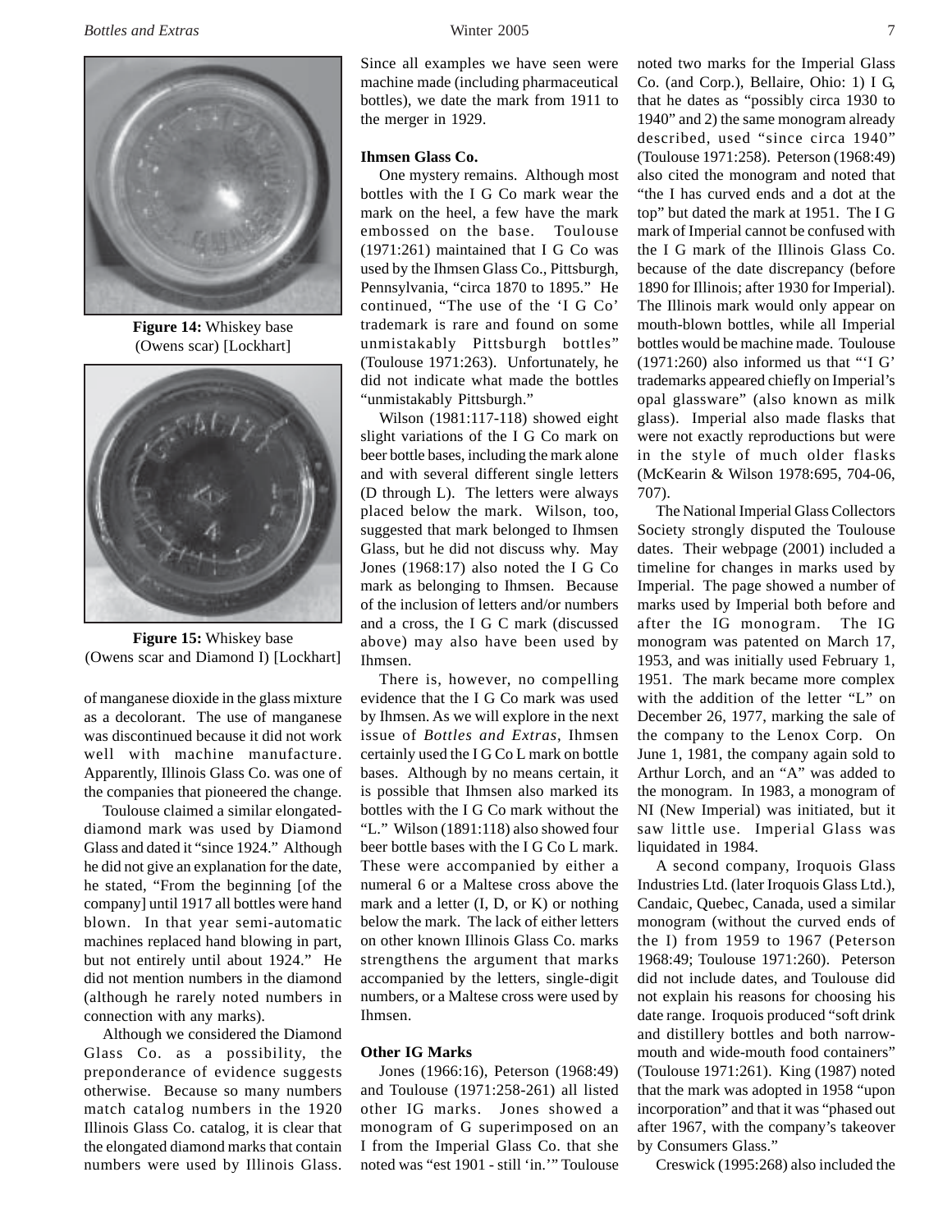**Figure 14:** Whiskey base (Owens scar) [Lockhart]

**Figure 15:** Whiskey base (Owens scar and Diamond I) [Lockhart]

of manganese dioxide in the glass mixture as a decolorant. The use of manganese was discontinued because it did not work well with machine manufacture. Apparently, Illinois Glass Co. was one of the companies that pioneered the change.

Toulouse claimed a similar elongated-diamond mark was used by Diamond Glass and dated it "since 1924." Although he did not give an explanation for the date, he stated, "From the beginning [of the company] until 1917 all bottles were hand blown. In that year semi-automatic machines replaced hand blowing in part, but not entirely until about 1924." He did not mention numbers in the diamond (although he rarely noted numbers in connection with any marks).

Although we considered the Diamond Glass Co. as a possibility, the preponderance of evidence suggests otherwise. Because so many numbers match catalog numbers in the 1920 Illinois Glass Co. catalog, it is clear that the elongated diamond marks that contain numbers were used by Illinois Glass. Since all examples we have seen were machine made (including pharmaceutical bottles), we date the mark from 1911 to the merger in 1929.

**Ihmsen Glass Co.**

One mystery remains. Although most bottles with the I G Co mark wear the mark on the heel, a few have the mark embossed on the base. Toulouse (1971:261) maintained that I G Co was used by the Ihmsen Glass Co., Pittsburgh, Pennsylvania, "circa 1870 to 1895." He continued, "The use of the 'I G Co' trademark is rare and found on some unmistakably Pittsburgh bottles" (Toulouse 1971:263). Unfortunately, he did not indicate what made the bottles "unmistakably Pittsburgh."

Wilson (1981:117-118) showed eight slight variations of the I G Co mark on beer bottle bases, including the mark alone and with several different single letters (D through L). The letters were always placed below the mark. Wilson, too, suggested that mark belonged to Ihmsen Glass, but he did not discuss why. May Jones (1968:17) also noted the I G Co mark as belonging to Ihmsen. Because of the inclusion of letters and/or numbers and a cross, the I G C mark (discussed above) may also have been used by Ihmsen.

There is, however, no compelling evidence that the I G Co mark was used by Ihmsen. As we will explore in the next issue of *Bottles and Extras*, Ihmsen certainly used the I G Co L mark on bottle bases. Although by no means certain, it is possible that Ihmsen also marked its bottles with the I G Co mark without the "L." Wilson (1891:118) also showed four beer bottle bases with the I G Co L mark. These were accompanied by either a numeral 6 or a Maltese cross above the mark and a letter (I, D, or K) or nothing below the mark. The lack of either letters on other known Illinois Glass Co. marks strengthens the argument that marks accompanied by the letters, single-digit numbers, or a Maltese cross were used by Ihmsen.

**Other IG Marks**

Jones (1966:16), Peterson (1968:49) and Toulouse (1971:258-261) all listed other IG marks. Jones showed a monogram of G superimposed on an I from the Imperial Glass Co. that she noted was "est 1901 - still 'in.'" Toulouse noted two marks for the Imperial Glass Co. (and Corp.), Bellaire, Ohio: 1) I G, that he dates as "possibly circa 1930 to 1940" and 2) the same monogram already described, used "since circa 1940" (Toulouse 1971:258). Peterson (1968:49) also cited the monogram and noted that "the I has curved ends and a dot at the top" but dated the mark at 1951. The I G mark of Imperial cannot be confused with the I G mark of the Illinois Glass Co. because of the date discrepancy (before 1890 for Illinois; after 1930 for Imperial). The Illinois mark would only appear on mouth-blown bottles, while all Imperial bottles would be machine made. Toulouse (1971:260) also informed us that "'I G' trademarks appeared chiefly on Imperial's opal glassware" (also known as milk glass). Imperial also made flasks that were not exactly reproductions but were in the style of much older flasks (McKearin & Wilson 1978:695, 704-06, 707).

The National Imperial Glass Collectors Society strongly disputed the Toulouse dates. Their webpage (2001) included a timeline for changes in marks used by Imperial. The page showed a number of marks used by Imperial both before and after the IG monogram. The IG monogram was patented on March 17, 1953, and was initially used February 1, 1951. The mark became more complex with the addition of the letter "L" on December 26, 1977, marking the sale of the company to the Lenox Corp. On June 1, 1981, the company again sold to Arthur Lorch, and an "A" was added to the monogram. In 1983, a monogram of NI (New Imperial) was initiated, but it saw little use. Imperial Glass was liquidated in 1984.

A second company, Iroquois Glass Industries Ltd. (later Iroquois Glass Ltd.), Candaic, Quebec, Canada, used a similar monogram (without the curved ends of the I) from 1959 to 1967 (Peterson 1968:49; Toulouse 1971:260). Peterson did not include dates, and Toulouse did not explain his reasons for choosing his date range. Iroquois produced "soft drink and distillery bottles and both narrow-mouth and wide-mouth food containers" (Toulouse 1971:261). King (1987) noted that the mark was adopted in 1958 "upon incorporation" and that it was "phased out after 1967, with the company's takeover by Consumers Glass."

Creswick (1995:268) also included the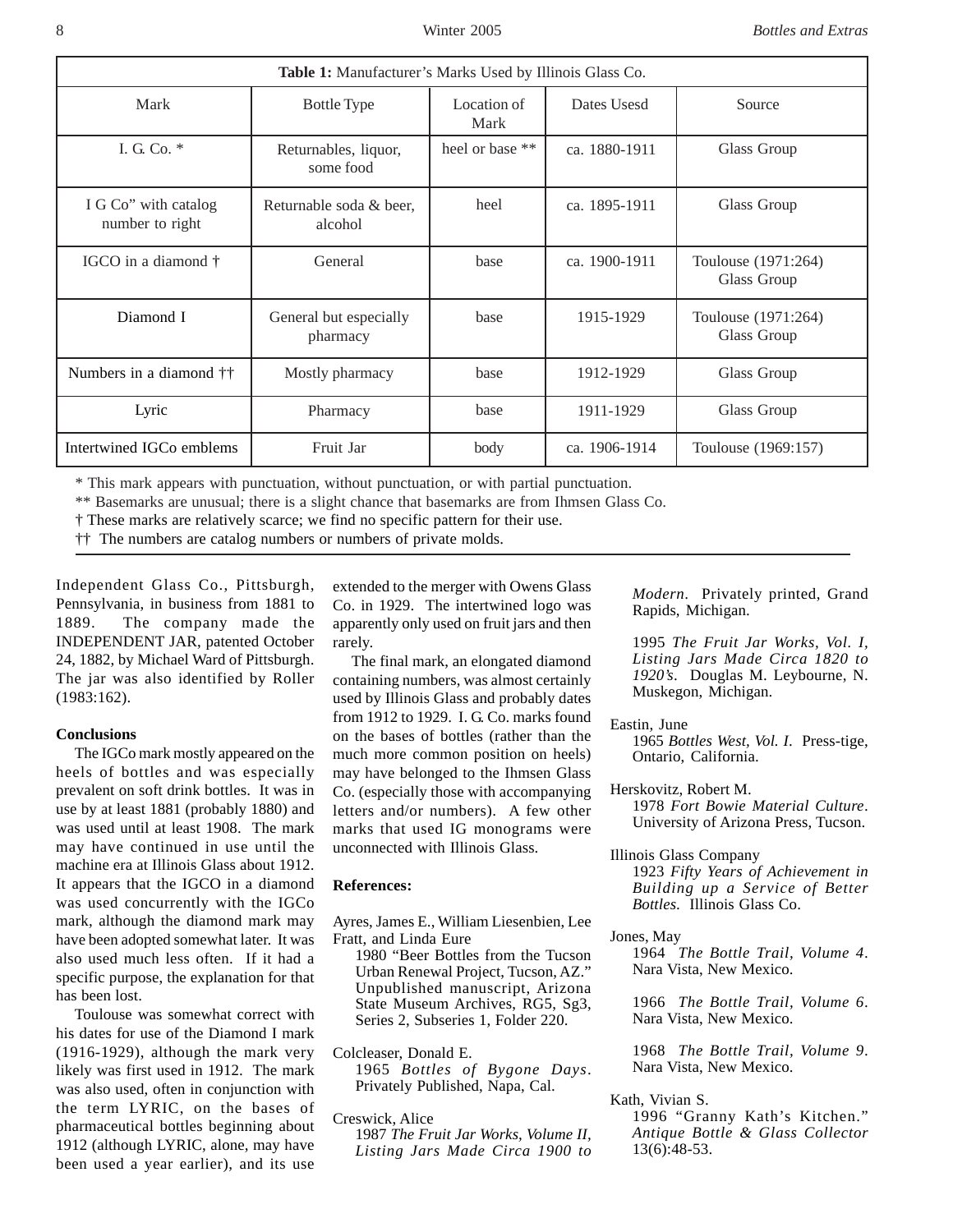**Table 1:** Manufacturer's Marks Used by Illinois Glass Co.

| Mark | Bottle Type | Location of Mark | Dates Usesd | Source |
|---|---|---|---|---|
| I. G. Co. * | Returnables, liquor, some food | heel or base ** | ca. 1880-1911 | Glass Group |
| I G Co" with catalog number to right | Returnable soda & beer, alcohol | heel | ca. 1895-1911 | Glass Group |
| IGCO in a diamond † | General | base | ca. 1900-1911 | Toulouse (1971:264) Glass Group |
| Diamond I | General but especially pharmacy | base | 1915-1929 | Toulouse (1971:264) Glass Group |
| Numbers in a diamond †† | Mostly pharmacy | base | 1912-1929 | Glass Group |
| Lyric | Pharmacy | base | 1911-1929 | Glass Group |
| Intertwined IGCo emblems | Fruit Jar | body | ca. 1906-1914 | Toulouse (1969:157) |

\* This mark appears with punctuation, without punctuation, or with partial punctuation.

** Basemarks are unusual; there is a slight chance that basemarks are from Ihmsen Glass Co.

† These marks are relatively scarce; we find no specific pattern for their use.

†† The numbers are catalog numbers or numbers of private molds.

Independent Glass Co., Pittsburgh, Pennsylvania, in business from 1881 to 1889. The company made the INDEPENDENT JAR, patented October 24, 1882, by Michael Ward of Pittsburgh. The jar was also identified by Roller (1983:162).

### Conclusions

The IGCo mark mostly appeared on the heels of bottles and was especially prevalent on soft drink bottles. It was in use by at least 1881 (probably 1880) and was used until at least 1908. The mark may have continued in use until the machine era at Illinois Glass about 1912. It appears that the IGCO in a diamond was used concurrently with the IGCo mark, although the diamond mark may have been adopted somewhat later. It was also used much less often. If it had a specific purpose, the explanation for that has been lost.

Toulouse was somewhat correct with his dates for use of the Diamond I mark (1916-1929), although the mark very likely was first used in 1912. The mark was also used, often in conjunction with the term LYRIC, on the bases of pharmaceutical bottles beginning about 1912 (although LYRIC, alone, may have been used a year earlier), and its use extended to the merger with Owens Glass Co. in 1929. The intertwined logo was apparently only used on fruit jars and then rarely.

The final mark, an elongated diamond containing numbers, was almost certainly used by Illinois Glass and probably dates from 1912 to 1929. I. G. Co. marks found on the bases of bottles (rather than the much more common position on heels) may have belonged to the Ihmsen Glass Co. (especially those with accompanying letters and/or numbers). A few other marks that used IG monograms were unconnected with Illinois Glass.

### References:

Ayres, James E., William Liesenbien, Lee Fratt, and Linda Eure
1980 "Beer Bottles from the Tucson Urban Renewal Project, Tucson, AZ." Unpublished manuscript, Arizona State Museum Archives, RG5, Sg3, Series 2, Subseries 1, Folder 220.

Colcleaser, Donald E.
1965 *Bottles of Bygone Days*. Privately Published, Napa, Cal.

Creswick, Alice
1987 *The Fruit Jar Works, Volume II, Listing Jars Made Circa 1900 to Modern*. Privately printed, Grand Rapids, Michigan.

1995 *The Fruit Jar Works, Vol. I, Listing Jars Made Circa 1820 to 1920's*. Douglas M. Leybourne, N. Muskegon, Michigan.

Eastin, June
1965 *Bottles West, Vol. I*. Press-tige, Ontario, California.

Herskovitz, Robert M.
1978 *Fort Bowie Material Culture*. University of Arizona Press, Tucson.

Illinois Glass Company
1923 *Fifty Years of Achievement in Building up a Service of Better Bottles.* Illinois Glass Co.

Jones, May
1964 *The Bottle Trail, Volume 4*. Nara Vista, New Mexico.

1966 *The Bottle Trail, Volume 6*. Nara Vista, New Mexico.

1968 *The Bottle Trail, Volume 9*. Nara Vista, New Mexico.

Kath, Vivian S.
1996 "Granny Kath's Kitchen." *Antique Bottle & Glass Collector* 13(6):48-53.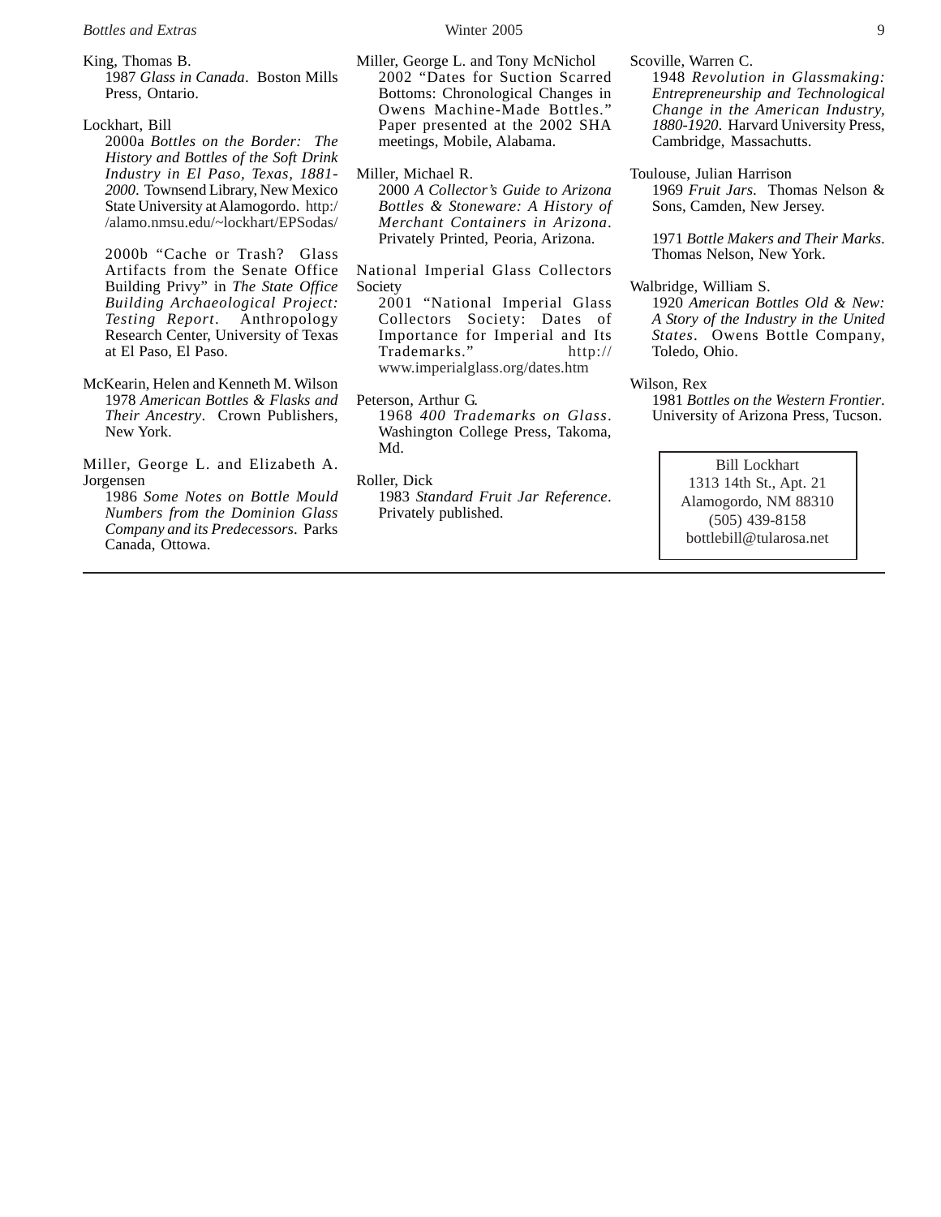King, Thomas B.
1987 *Glass in Canada*. Boston Mills Press, Ontario.

Lockhart, Bill
2000a *Bottles on the Border: The History and Bottles of the Soft Drink Industry in El Paso, Texas, 1881-2000*. Townsend Library, New Mexico State University at Alamogordo. http://alamo.nmsu.edu/~lockhart/EPSodas/

2000b "Cache or Trash? Glass Artifacts from the Senate Office Building Privy" in *The State Office Building Archaeological Project: Testing Report*. Anthropology Research Center, University of Texas at El Paso, El Paso.

McKearin, Helen and Kenneth M. Wilson
1978 *American Bottles & Flasks and Their Ancestry*. Crown Publishers, New York.

Miller, George L. and Elizabeth A. Jorgensen
1986 *Some Notes on Bottle Mould Numbers from the Dominion Glass Company and its Predecessors*. Parks Canada, Ottowa.

Miller, George L. and Tony McNichol
2002 "Dates for Suction Scarred Bottoms: Chronological Changes in Owens Machine-Made Bottles." Paper presented at the 2002 SHA meetings, Mobile, Alabama.

Miller, Michael R.
2000 *A Collector's Guide to Arizona Bottles & Stoneware: A History of Merchant Containers in Arizona*. Privately Printed, Peoria, Arizona.

National Imperial Glass Collectors Society
2001 "National Imperial Glass Collectors Society: Dates of Importance for Imperial and Its Trademarks." http://www.imperialglass.org/dates.htm

Peterson, Arthur G.
1968 *400 Trademarks on Glass*. Washington College Press, Takoma, Md.

Roller, Dick
1983 *Standard Fruit Jar Reference*. Privately published.

Scoville, Warren C.
1948 *Revolution in Glassmaking: Entrepreneurship and Technological Change in the American Industry, 1880-1920*. Harvard University Press, Cambridge, Massachutts.

Toulouse, Julian Harrison
1969 *Fruit Jars*. Thomas Nelson & Sons, Camden, New Jersey.

1971 *Bottle Makers and Their Marks*. Thomas Nelson, New York.

Walbridge, William S.
1920 *American Bottles Old & New: A Story of the Industry in the United States*. Owens Bottle Company, Toledo, Ohio.

Wilson, Rex
1981 *Bottles on the Western Frontier*. University of Arizona Press, Tucson.

Bill Lockhart
1313 14th St., Apt. 21
Alamogordo, NM 88310
(505) 439-8158
bottlebill@tularosa.net